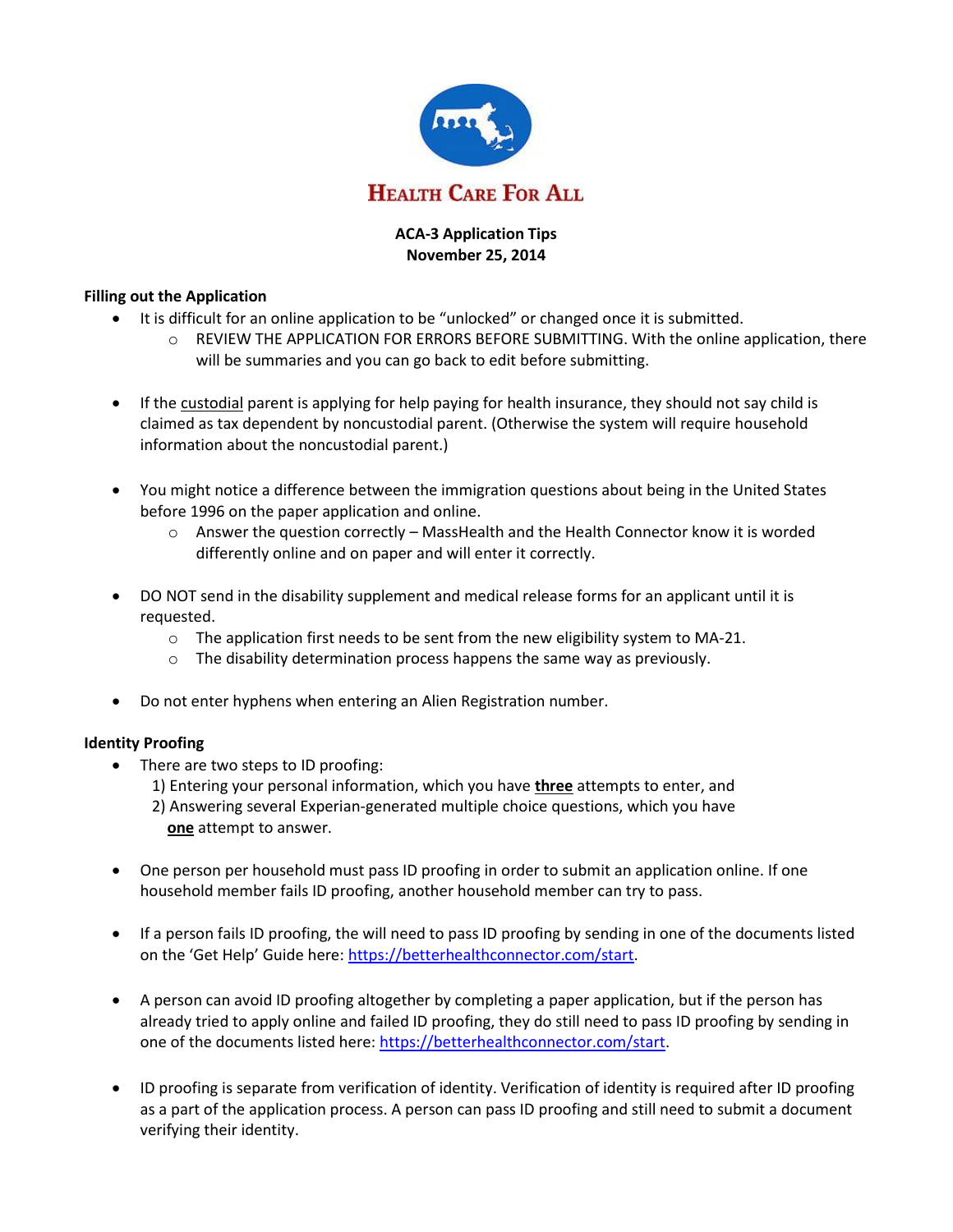# Health Care For All

**ACA-3 Application Tips**
**November 25, 2014**

## Filling out the Application

- It is difficult for an online application to be "unlocked" or changed once it is submitted.
  - REVIEW THE APPLICATION FOR ERRORS BEFORE SUBMITTING. With the online application, there will be summaries and you can go back to edit before submitting.

- If the custodial parent is applying for help paying for health insurance, they should not say child is claimed as tax dependent by noncustodial parent. (Otherwise the system will require household information about the noncustodial parent.)

- You might notice a difference between the immigration questions about being in the United States before 1996 on the paper application and online.
  - Answer the question correctly – MassHealth and the Health Connector know it is worded differently online and on paper and will enter it correctly.

- DO NOT send in the disability supplement and medical release forms for an applicant until it is requested.
  - The application first needs to be sent from the new eligibility system to MA-21.
  - The disability determination process happens the same way as previously.

- Do not enter hyphens when entering an Alien Registration number.

## Identity Proofing

- There are two steps to ID proofing:
  1) Entering your personal information, which you have **three** attempts to enter, and
  2) Answering several Experian-generated multiple choice questions, which you have **one** attempt to answer.

- One person per household must pass ID proofing in order to submit an application online. If one household member fails ID proofing, another household member can try to pass.

- If a person fails ID proofing, the will need to pass ID proofing by sending in one of the documents listed on the 'Get Help' Guide here: https://betterhealthconnector.com/start.

- A person can avoid ID proofing altogether by completing a paper application, but if the person has already tried to apply online and failed ID proofing, they do still need to pass ID proofing by sending in one of the documents listed here: https://betterhealthconnector.com/start.

- ID proofing is separate from verification of identity. Verification of identity is required after ID proofing as a part of the application process. A person can pass ID proofing and still need to submit a document verifying their identity.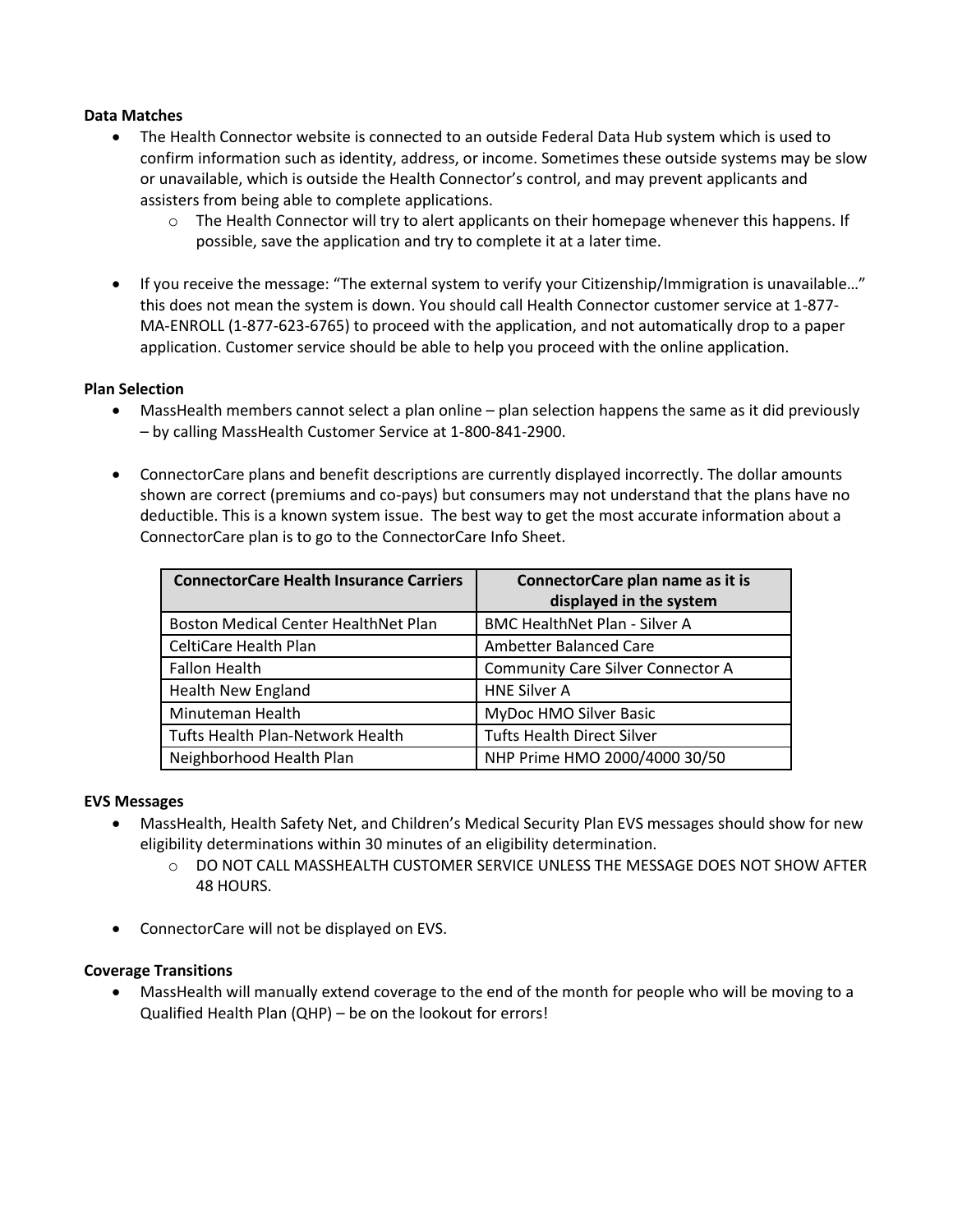**Data Matches**

- The Health Connector website is connected to an outside Federal Data Hub system which is used to confirm information such as identity, address, or income. Sometimes these outside systems may be slow or unavailable, which is outside the Health Connector's control, and may prevent applicants and assisters from being able to complete applications.
    - The Health Connector will try to alert applicants on their homepage whenever this happens. If possible, save the application and try to complete it at a later time.

- If you receive the message: "The external system to verify your Citizenship/Immigration is unavailable…" this does not mean the system is down. You should call Health Connector customer service at 1-877-MA-ENROLL (1-877-623-6765) to proceed with the application, and not automatically drop to a paper application. Customer service should be able to help you proceed with the online application.

**Plan Selection**

- MassHealth members cannot select a plan online – plan selection happens the same as it did previously – by calling MassHealth Customer Service at 1-800-841-2900.

- ConnectorCare plans and benefit descriptions are currently displayed incorrectly. The dollar amounts shown are correct (premiums and co-pays) but consumers may not understand that the plans have no deductible. This is a known system issue. The best way to get the most accurate information about a ConnectorCare plan is to go to the ConnectorCare Info Sheet.

| ConnectorCare Health Insurance Carriers | ConnectorCare plan name as it is displayed in the system |
|---|---|
| Boston Medical Center HealthNet Plan | BMC HealthNet Plan - Silver A |
| CeltiCare Health Plan | Ambetter Balanced Care |
| Fallon Health | Community Care Silver Connector A |
| Health New England | HNE Silver A |
| Minuteman Health | MyDoc HMO Silver Basic |
| Tufts Health Plan-Network Health | Tufts Health Direct Silver |
| Neighborhood Health Plan | NHP Prime HMO 2000/4000 30/50 |

**EVS Messages**

- MassHealth, Health Safety Net, and Children's Medical Security Plan EVS messages should show for new eligibility determinations within 30 minutes of an eligibility determination.
    - DO NOT CALL MASSHEALTH CUSTOMER SERVICE UNLESS THE MESSAGE DOES NOT SHOW AFTER 48 HOURS.

- ConnectorCare will not be displayed on EVS.

**Coverage Transitions**

- MassHealth will manually extend coverage to the end of the month for people who will be moving to a Qualified Health Plan (QHP) – be on the lookout for errors!